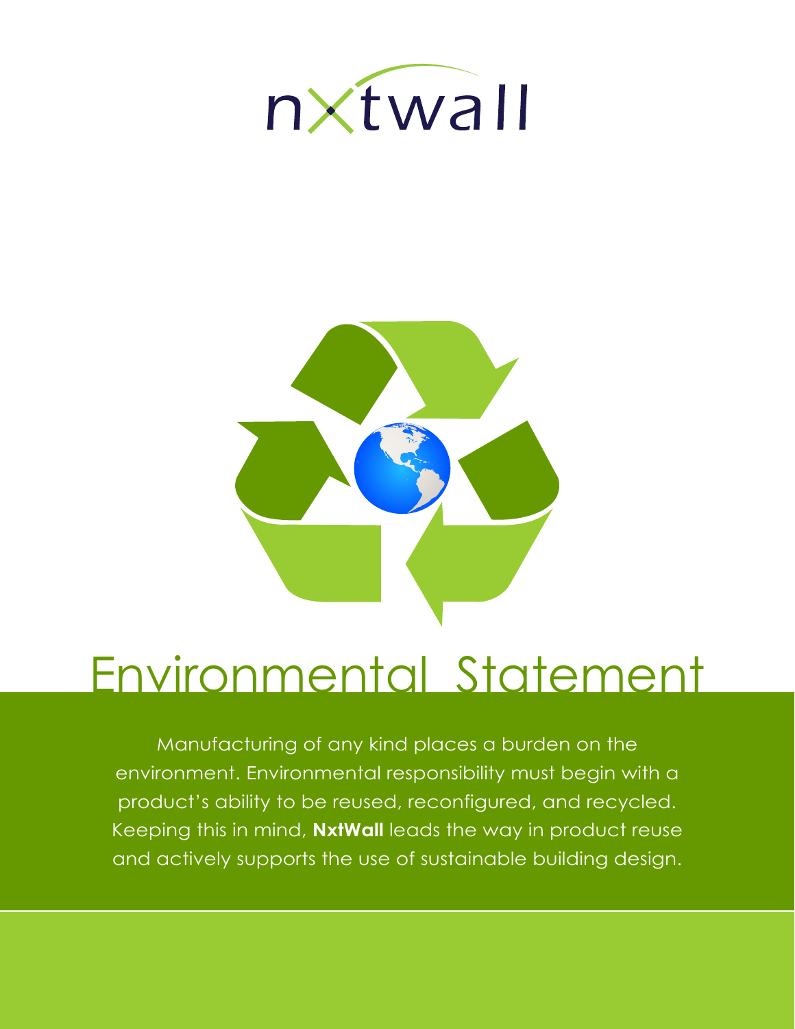nxtwall

# Environmental Statement

Manufacturing of any kind places a burden on the environment. Environmental responsibility must begin with a product's ability to be reused, reconfigured, and recycled. Keeping this in mind, **NxtWall** leads the way in product reuse and actively supports the use of sustainable building design.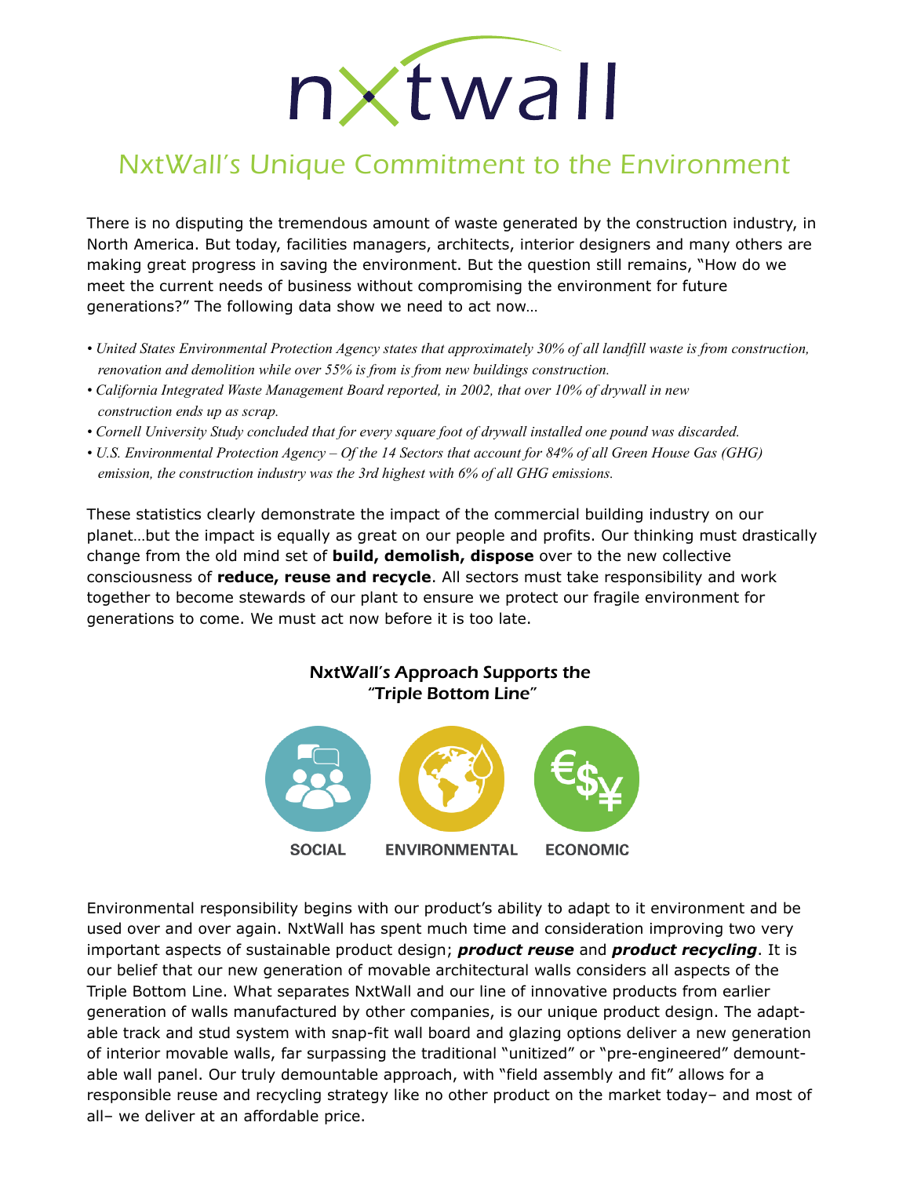# nxtwall

## NxtWall's Unique Commitment to the Environment

There is no disputing the tremendous amount of waste generated by the construction industry, in North America. But today, facilities managers, architects, interior designers and many others are making great progress in saving the environment. But the question still remains, "How do we meet the current needs of business without compromising the environment for future generations?" The following data show we need to act now…

- *United States Environmental Protection Agency states that approximately 30% of all landfill waste is from construction, renovation and demolition while over 55% is from is from new buildings construction.*
- *California Integrated Waste Management Board reported, in 2002, that over 10% of drywall in new construction ends up as scrap.*
- *Cornell University Study concluded that for every square foot of drywall installed one pound was discarded.*
- *U.S. Environmental Protection Agency – Of the 14 Sectors that account for 84% of all Green House Gas (GHG) emission, the construction industry was the 3rd highest with 6% of all GHG emissions.*

These statistics clearly demonstrate the impact of the commercial building industry on our planet…but the impact is equally as great on our people and profits. Our thinking must drastically change from the old mind set of **build, demolish, dispose** over to the new collective consciousness of **reduce, reuse and recycle**. All sectors must take responsibility and work together to become stewards of our plant to ensure we protect our fragile environment for generations to come. We must act now before it is too late.

### NxtWall's Approach Supports the "Triple Bottom Line"

**SOCIAL** **ENVIRONMENTAL** **ECONOMIC**

Environmental responsibility begins with our product's ability to adapt to it environment and be used over and over again. NxtWall has spent much time and consideration improving two very important aspects of sustainable product design; ***product reuse*** and ***product recycling***. It is our belief that our new generation of movable architectural walls considers all aspects of the Triple Bottom Line. What separates NxtWall and our line of innovative products from earlier generation of walls manufactured by other companies, is our unique product design. The adaptable track and stud system with snap-fit wall board and glazing options deliver a new generation of interior movable walls, far surpassing the traditional "unitized" or "pre-engineered" demountable wall panel. Our truly demountable approach, with "field assembly and fit" allows for a responsible reuse and recycling strategy like no other product on the market today– and most of all– we deliver at an affordable price.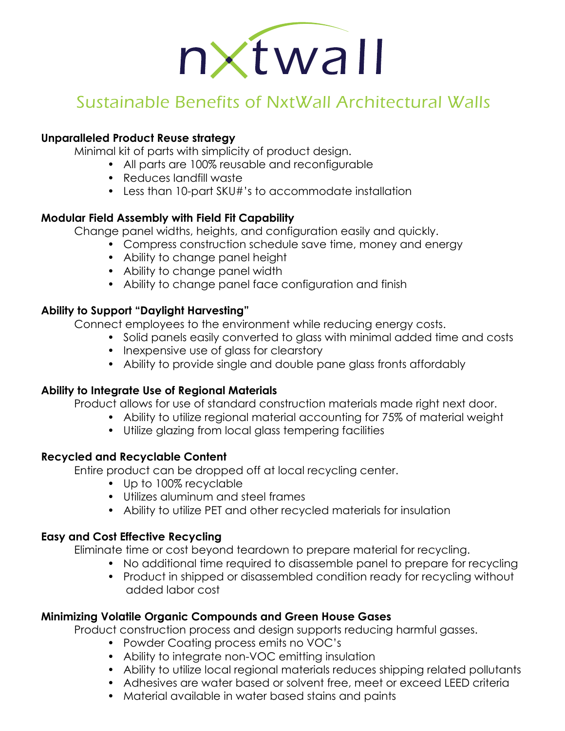# nxtwall

## Sustainable Benefits of NxtWall Architectural Walls

**Unparalleled Product Reuse strategy**

Minimal kit of parts with simplicity of product design.

- All parts are 100% reusable and reconfigurable
- Reduces landfill waste
- Less than 10-part SKU#'s to accommodate installation

**Modular Field Assembly with Field Fit Capability**

Change panel widths, heights, and configuration easily and quickly.

- Compress construction schedule save time, money and energy
- Ability to change panel height
- Ability to change panel width
- Ability to change panel face configuration and finish

**Ability to Support "Daylight Harvesting"**

Connect employees to the environment while reducing energy costs.

- Solid panels easily converted to glass with minimal added time and costs
- Inexpensive use of glass for clearstory
- Ability to provide single and double pane glass fronts affordably

**Ability to Integrate Use of Regional Materials**

Product allows for use of standard construction materials made right next door.

- Ability to utilize regional material accounting for 75% of material weight
- Utilize glazing from local glass tempering facilities

**Recycled and Recyclable Content**

Entire product can be dropped off at local recycling center.

- Up to 100% recyclable
- Utilizes aluminum and steel frames
- Ability to utilize PET and other recycled materials for insulation

**Easy and Cost Effective Recycling**

Eliminate time or cost beyond teardown to prepare material for recycling.

- No additional time required to disassemble panel to prepare for recycling
- Product in shipped or disassembled condition ready for recycling without added labor cost

**Minimizing Volatile Organic Compounds and Green House Gases**

Product construction process and design supports reducing harmful gasses.

- Powder Coating process emits no VOC's
- Ability to integrate non-VOC emitting insulation
- Ability to utilize local regional materials reduces shipping related pollutants
- Adhesives are water based or solvent free, meet or exceed LEED criteria
- Material available in water based stains and paints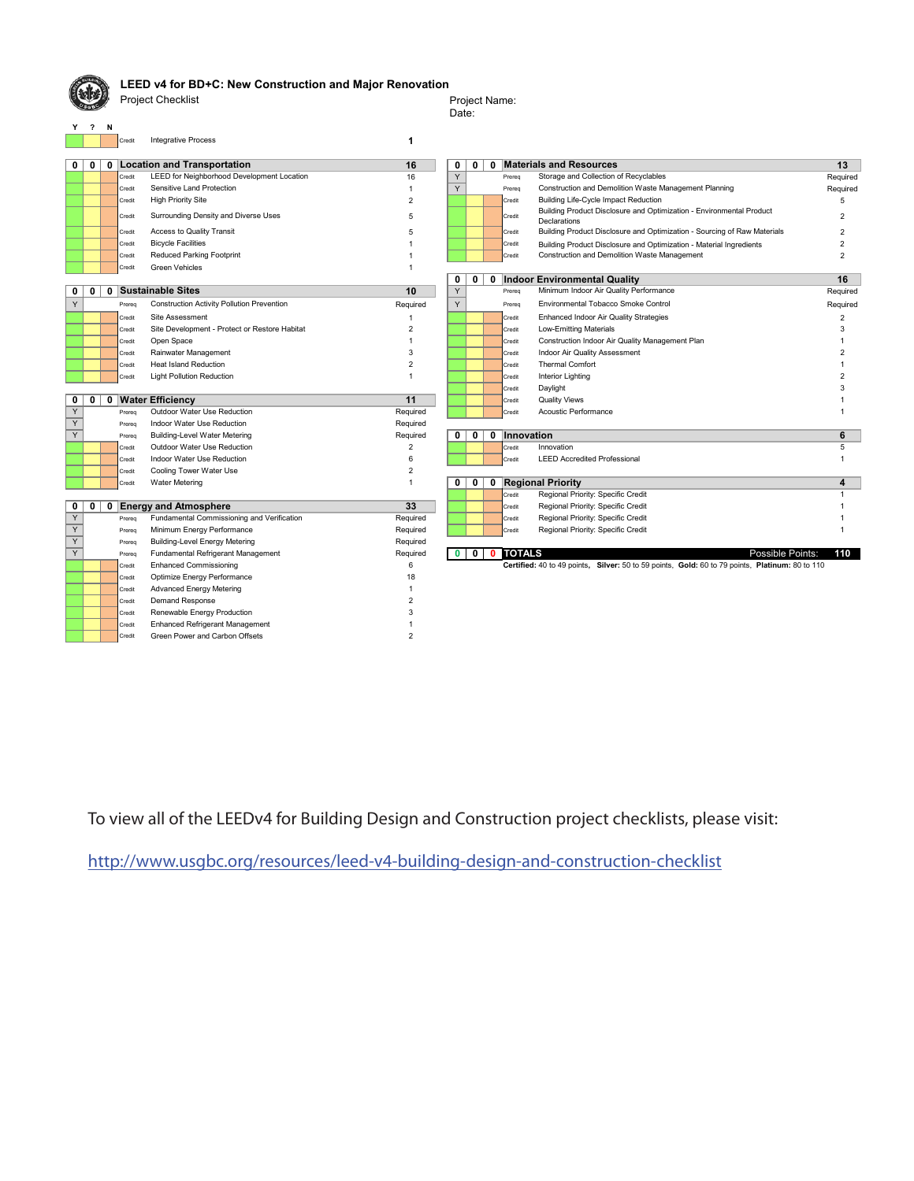# LEED v4 for BD+C: New Construction and Major Renovation

Project Checklist

Project Name:
Date:

| Y | ? | N | | | |
|---|---|---|---|---|---|
| | | | Credit | Integrative Process | 1 |

| Y | ? | N | | Location and Transportation | 16 |
|---|---|---|---|---|---|
| 0 | 0 | 0 | | **Location and Transportation** | **16** |
| | | | Credit | LEED for Neighborhood Development Location | 16 |
| | | | Credit | Sensitive Land Protection | 1 |
| | | | Credit | High Priority Site | 2 |
| | | | Credit | Surrounding Density and Diverse Uses | 5 |
| | | | Credit | Access to Quality Transit | 5 |
| | | | Credit | Bicycle Facilities | 1 |
| | | | Credit | Reduced Parking Footprint | 1 |
| | | | Credit | Green Vehicles | 1 |

| Y | ? | N | | | |
|---|---|---|---|---|---|
| 0 | 0 | 0 | | **Sustainable Sites** | **10** |
| Y | | | Prereq | Construction Activity Pollution Prevention | Required |
| | | | Credit | Site Assessment | 1 |
| | | | Credit | Site Development - Protect or Restore Habitat | 2 |
| | | | Credit | Open Space | 1 |
| | | | Credit | Rainwater Management | 3 |
| | | | Credit | Heat Island Reduction | 2 |
| | | | Credit | Light Pollution Reduction | 1 |

| Y | ? | N | | | |
|---|---|---|---|---|---|
| 0 | 0 | 0 | | **Water Efficiency** | **11** |
| Y | | | Prereq | Outdoor Water Use Reduction | Required |
| Y | | | Prereq | Indoor Water Use Reduction | Required |
| Y | | | Prereq | Building-Level Water Metering | Required |
| | | | Credit | Outdoor Water Use Reduction | 2 |
| | | | Credit | Indoor Water Use Reduction | 6 |
| | | | Credit | Cooling Tower Water Use | 2 |
| | | | Credit | Water Metering | 1 |

| Y | ? | N | | | |
|---|---|---|---|---|---|
| 0 | 0 | 0 | | **Energy and Atmosphere** | **33** |
| Y | | | Prereq | Fundamental Commissioning and Verification | Required |
| Y | | | Prereq | Minimum Energy Performance | Required |
| Y | | | Prereq | Building-Level Energy Metering | Required |
| Y | | | Prereq | Fundamental Refrigerant Management | Required |
| | | | Credit | Enhanced Commissioning | 6 |
| | | | Credit | Optimize Energy Performance | 18 |
| | | | Credit | Advanced Energy Metering | 1 |
| | | | Credit | Demand Response | 2 |
| | | | Credit | Renewable Energy Production | 3 |
| | | | Credit | Enhanced Refrigerant Management | 1 |
| | | | Credit | Green Power and Carbon Offsets | 2 |

| Y | ? | N | | | |
|---|---|---|---|---|---|
| 0 | 0 | 0 | | **Materials and Resources** | **13** |
| Y | | | Prereq | Storage and Collection of Recyclables | Required |
| Y | | | Prereq | Construction and Demolition Waste Management Planning | Required |
| | | | Credit | Building Life-Cycle Impact Reduction | 5 |
| | | | Credit | Building Product Disclosure and Optimization - Environmental Product Declarations | 2 |
| | | | Credit | Building Product Disclosure and Optimization - Sourcing of Raw Materials | 2 |
| | | | Credit | Building Product Disclosure and Optimization - Material Ingredients | 2 |
| | | | Credit | Construction and Demolition Waste Management | 2 |

| Y | ? | N | | | |
|---|---|---|---|---|---|
| 0 | 0 | 0 | | **Indoor Environmental Quality** | **16** |
| Y | | | Prereq | Minimum Indoor Air Quality Performance | Required |
| Y | | | Prereq | Environmental Tobacco Smoke Control | Required |
| | | | Credit | Enhanced Indoor Air Quality Strategies | 2 |
| | | | Credit | Low-Emitting Materials | 3 |
| | | | Credit | Construction Indoor Air Quality Management Plan | 1 |
| | | | Credit | Indoor Air Quality Assessment | 2 |
| | | | Credit | Thermal Comfort | 1 |
| | | | Credit | Interior Lighting | 2 |
| | | | Credit | Daylight | 3 |
| | | | Credit | Quality Views | 1 |
| | | | Credit | Acoustic Performance | 1 |

| Y | ? | N | | | |
|---|---|---|---|---|---|
| 0 | 0 | 0 | | **Innovation** | **6** |
| | | | Credit | Innovation | 5 |
| | | | Credit | LEED Accredited Professional | 1 |

| Y | ? | N | | | |
|---|---|---|---|---|---|
| 0 | 0 | 0 | | **Regional Priority** | **4** |
| | | | Credit | Regional Priority: Specific Credit | 1 |
| | | | Credit | Regional Priority: Specific Credit | 1 |
| | | | Credit | Regional Priority: Specific Credit | 1 |
| | | | Credit | Regional Priority: Specific Credit | 1 |

| Y | ? | N | | | |
|---|---|---|---|---|---|
| 0 | 0 | 0 | **TOTALS** | Possible Points: | **110** |

**Certified:** 40 to 49 points, **Silver:** 50 to 59 points, **Gold:** 60 to 79 points, **Platinum:** 80 to 110

To view all of the LEEDv4 for Building Design and Construction project checklists, please visit:

http://www.usgbc.org/resources/leed-v4-building-design-and-construction-checklist